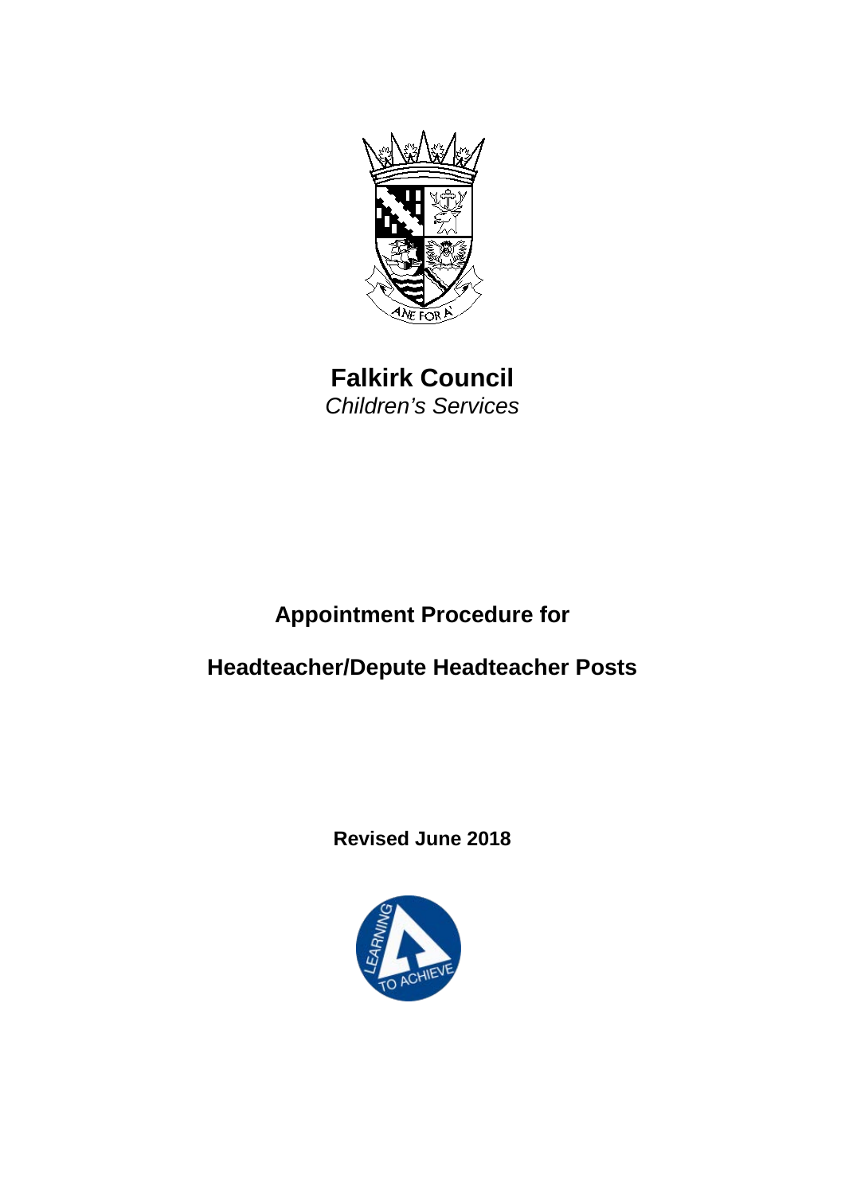# Falkirk Council

*Children's Services*

## Appointment Procedure for

## Headteacher/Depute Headteacher Posts

**Revised June 2018**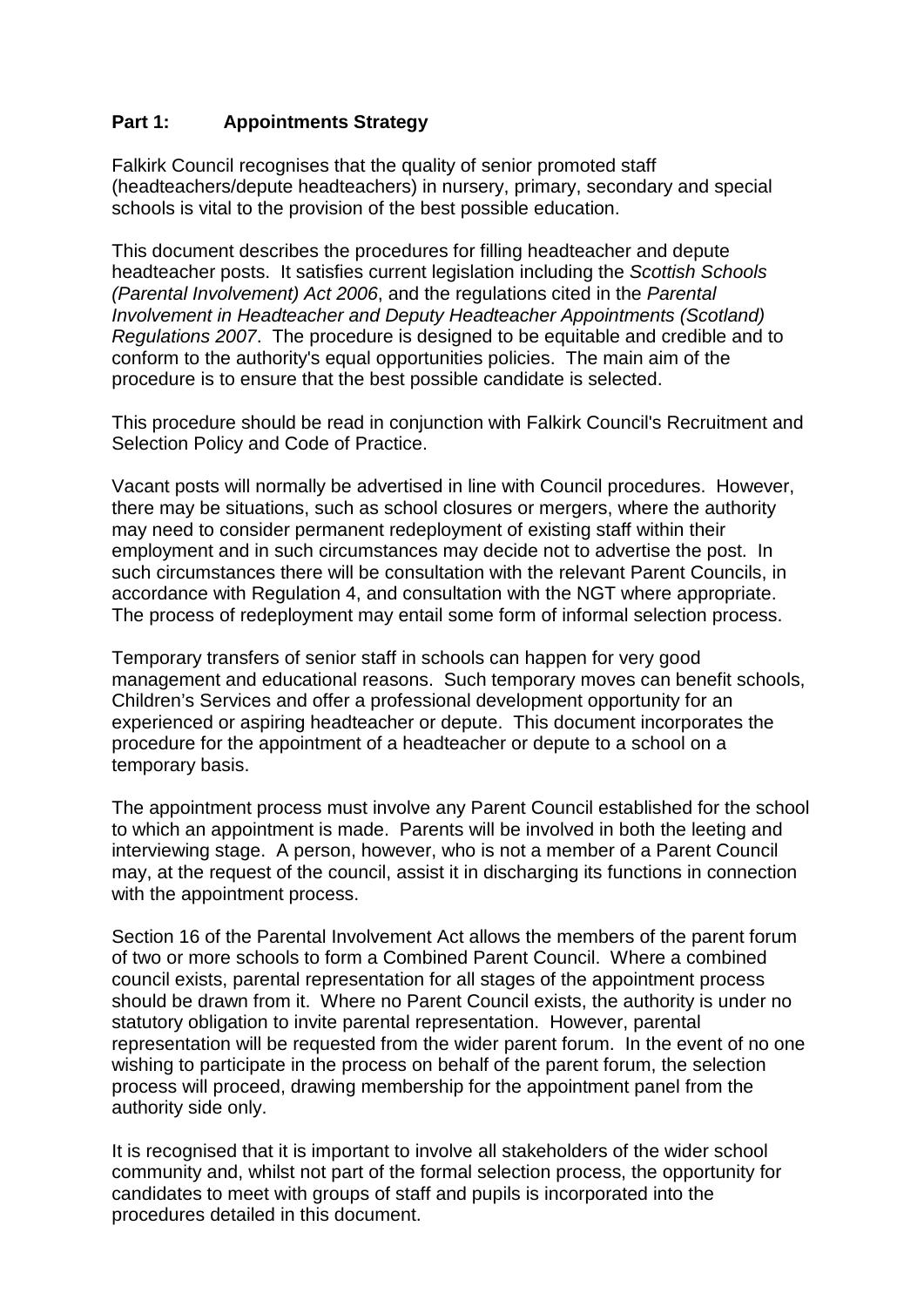## Part 1: Appointments Strategy

Falkirk Council recognises that the quality of senior promoted staff (headteachers/depute headteachers) in nursery, primary, secondary and special schools is vital to the provision of the best possible education.

This document describes the procedures for filling headteacher and depute headteacher posts. It satisfies current legislation including the *Scottish Schools (Parental Involvement) Act 2006*, and the regulations cited in the *Parental Involvement in Headteacher and Deputy Headteacher Appointments (Scotland) Regulations 2007*. The procedure is designed to be equitable and credible and to conform to the authority's equal opportunities policies. The main aim of the procedure is to ensure that the best possible candidate is selected.

This procedure should be read in conjunction with Falkirk Council's Recruitment and Selection Policy and Code of Practice.

Vacant posts will normally be advertised in line with Council procedures. However, there may be situations, such as school closures or mergers, where the authority may need to consider permanent redeployment of existing staff within their employment and in such circumstances may decide not to advertise the post. In such circumstances there will be consultation with the relevant Parent Councils, in accordance with Regulation 4, and consultation with the NGT where appropriate. The process of redeployment may entail some form of informal selection process.

Temporary transfers of senior staff in schools can happen for very good management and educational reasons. Such temporary moves can benefit schools, Children's Services and offer a professional development opportunity for an experienced or aspiring headteacher or depute. This document incorporates the procedure for the appointment of a headteacher or depute to a school on a temporary basis.

The appointment process must involve any Parent Council established for the school to which an appointment is made. Parents will be involved in both the leeting and interviewing stage. A person, however, who is not a member of a Parent Council may, at the request of the council, assist it in discharging its functions in connection with the appointment process.

Section 16 of the Parental Involvement Act allows the members of the parent forum of two or more schools to form a Combined Parent Council. Where a combined council exists, parental representation for all stages of the appointment process should be drawn from it. Where no Parent Council exists, the authority is under no statutory obligation to invite parental representation. However, parental representation will be requested from the wider parent forum. In the event of no one wishing to participate in the process on behalf of the parent forum, the selection process will proceed, drawing membership for the appointment panel from the authority side only.

It is recognised that it is important to involve all stakeholders of the wider school community and, whilst not part of the formal selection process, the opportunity for candidates to meet with groups of staff and pupils is incorporated into the procedures detailed in this document.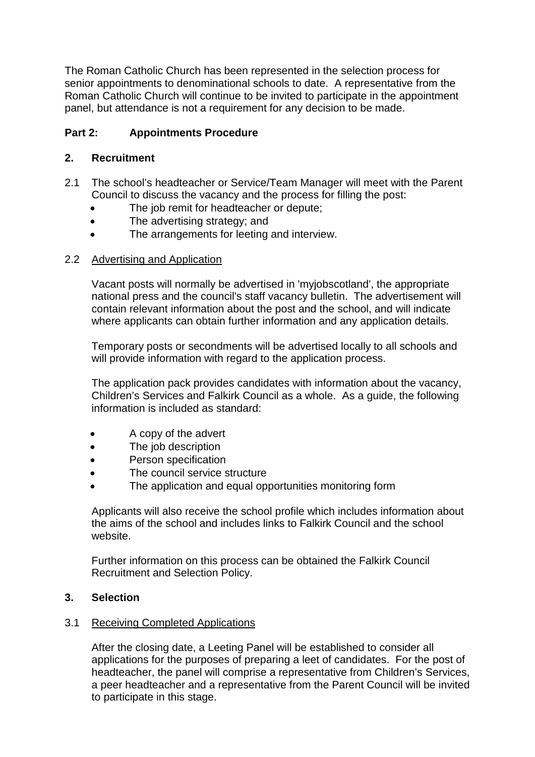The Roman Catholic Church has been represented in the selection process for senior appointments to denominational schools to date. A representative from the Roman Catholic Church will continue to be invited to participate in the appointment panel, but attendance is not a requirement for any decision to be made.

## Part 2: Appointments Procedure

### 2. Recruitment

2.1 The school's headteacher or Service/Team Manager will meet with the Parent Council to discuss the vacancy and the process for filling the post:

- The job remit for headteacher or depute;
- The advertising strategy; and
- The arrangements for leeting and interview.

2.2 Advertising and Application

Vacant posts will normally be advertised in 'myjobscotland', the appropriate national press and the council's staff vacancy bulletin. The advertisement will contain relevant information about the post and the school, and will indicate where applicants can obtain further information and any application details.

Temporary posts or secondments will be advertised locally to all schools and will provide information with regard to the application process.

The application pack provides candidates with information about the vacancy, Children's Services and Falkirk Council as a whole. As a guide, the following information is included as standard:

- A copy of the advert
- The job description
- Person specification
- The council service structure
- The application and equal opportunities monitoring form

Applicants will also receive the school profile which includes information about the aims of the school and includes links to Falkirk Council and the school website.

Further information on this process can be obtained the Falkirk Council Recruitment and Selection Policy.

### 3. Selection

3.1 Receiving Completed Applications

After the closing date, a Leeting Panel will be established to consider all applications for the purposes of preparing a leet of candidates. For the post of headteacher, the panel will comprise a representative from Children's Services, a peer headteacher and a representative from the Parent Council will be invited to participate in this stage.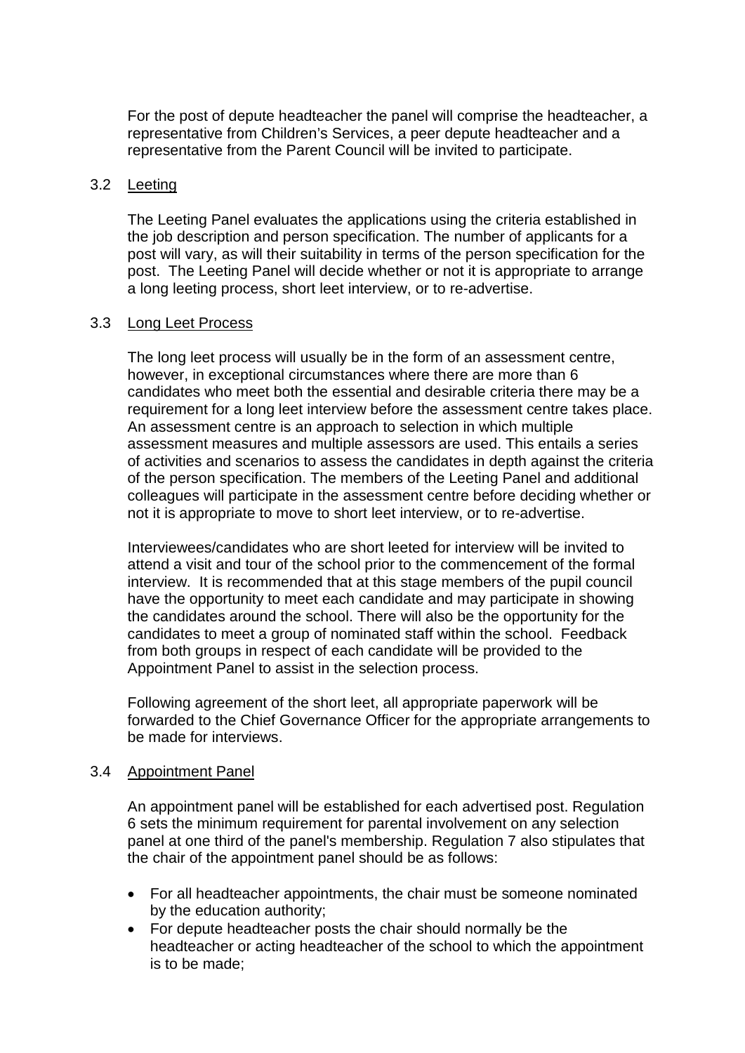For the post of depute headteacher the panel will comprise the headteacher, a representative from Children's Services, a peer depute headteacher and a representative from the Parent Council will be invited to participate.

### 3.2 Leeting

The Leeting Panel evaluates the applications using the criteria established in the job description and person specification. The number of applicants for a post will vary, as will their suitability in terms of the person specification for the post. The Leeting Panel will decide whether or not it is appropriate to arrange a long leeting process, short leet interview, or to re-advertise.

### 3.3 Long Leet Process

The long leet process will usually be in the form of an assessment centre, however, in exceptional circumstances where there are more than 6 candidates who meet both the essential and desirable criteria there may be a requirement for a long leet interview before the assessment centre takes place. An assessment centre is an approach to selection in which multiple assessment measures and multiple assessors are used. This entails a series of activities and scenarios to assess the candidates in depth against the criteria of the person specification. The members of the Leeting Panel and additional colleagues will participate in the assessment centre before deciding whether or not it is appropriate to move to short leet interview, or to re-advertise.

Interviewees/candidates who are short leeted for interview will be invited to attend a visit and tour of the school prior to the commencement of the formal interview. It is recommended that at this stage members of the pupil council have the opportunity to meet each candidate and may participate in showing the candidates around the school. There will also be the opportunity for the candidates to meet a group of nominated staff within the school. Feedback from both groups in respect of each candidate will be provided to the Appointment Panel to assist in the selection process.

Following agreement of the short leet, all appropriate paperwork will be forwarded to the Chief Governance Officer for the appropriate arrangements to be made for interviews.

### 3.4 Appointment Panel

An appointment panel will be established for each advertised post. Regulation 6 sets the minimum requirement for parental involvement on any selection panel at one third of the panel's membership. Regulation 7 also stipulates that the chair of the appointment panel should be as follows:

- For all headteacher appointments, the chair must be someone nominated by the education authority;
- For depute headteacher posts the chair should normally be the headteacher or acting headteacher of the school to which the appointment is to be made;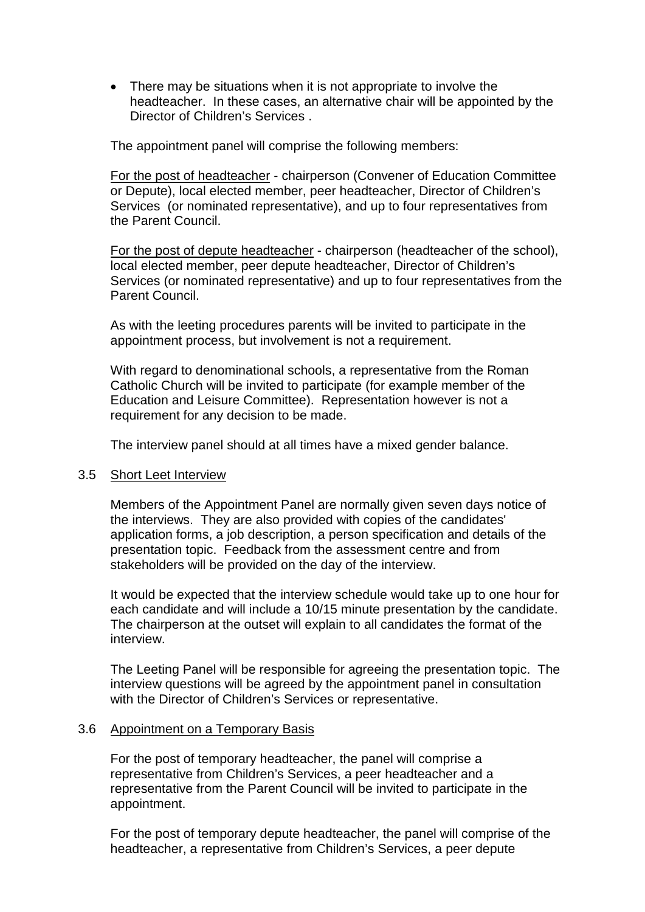- There may be situations when it is not appropriate to involve the headteacher. In these cases, an alternative chair will be appointed by the Director of Children's Services .

The appointment panel will comprise the following members:

For the post of headteacher - chairperson (Convener of Education Committee or Depute), local elected member, peer headteacher, Director of Children's Services (or nominated representative), and up to four representatives from the Parent Council.

For the post of depute headteacher - chairperson (headteacher of the school), local elected member, peer depute headteacher, Director of Children's Services (or nominated representative) and up to four representatives from the Parent Council.

As with the leeting procedures parents will be invited to participate in the appointment process, but involvement is not a requirement.

With regard to denominational schools, a representative from the Roman Catholic Church will be invited to participate (for example member of the Education and Leisure Committee). Representation however is not a requirement for any decision to be made.

The interview panel should at all times have a mixed gender balance.

## 3.5 Short Leet Interview

Members of the Appointment Panel are normally given seven days notice of the interviews. They are also provided with copies of the candidates' application forms, a job description, a person specification and details of the presentation topic. Feedback from the assessment centre and from stakeholders will be provided on the day of the interview.

It would be expected that the interview schedule would take up to one hour for each candidate and will include a 10/15 minute presentation by the candidate. The chairperson at the outset will explain to all candidates the format of the interview.

The Leeting Panel will be responsible for agreeing the presentation topic. The interview questions will be agreed by the appointment panel in consultation with the Director of Children's Services or representative.

## 3.6 Appointment on a Temporary Basis

For the post of temporary headteacher, the panel will comprise a representative from Children's Services, a peer headteacher and a representative from the Parent Council will be invited to participate in the appointment.

For the post of temporary depute headteacher, the panel will comprise of the headteacher, a representative from Children's Services, a peer depute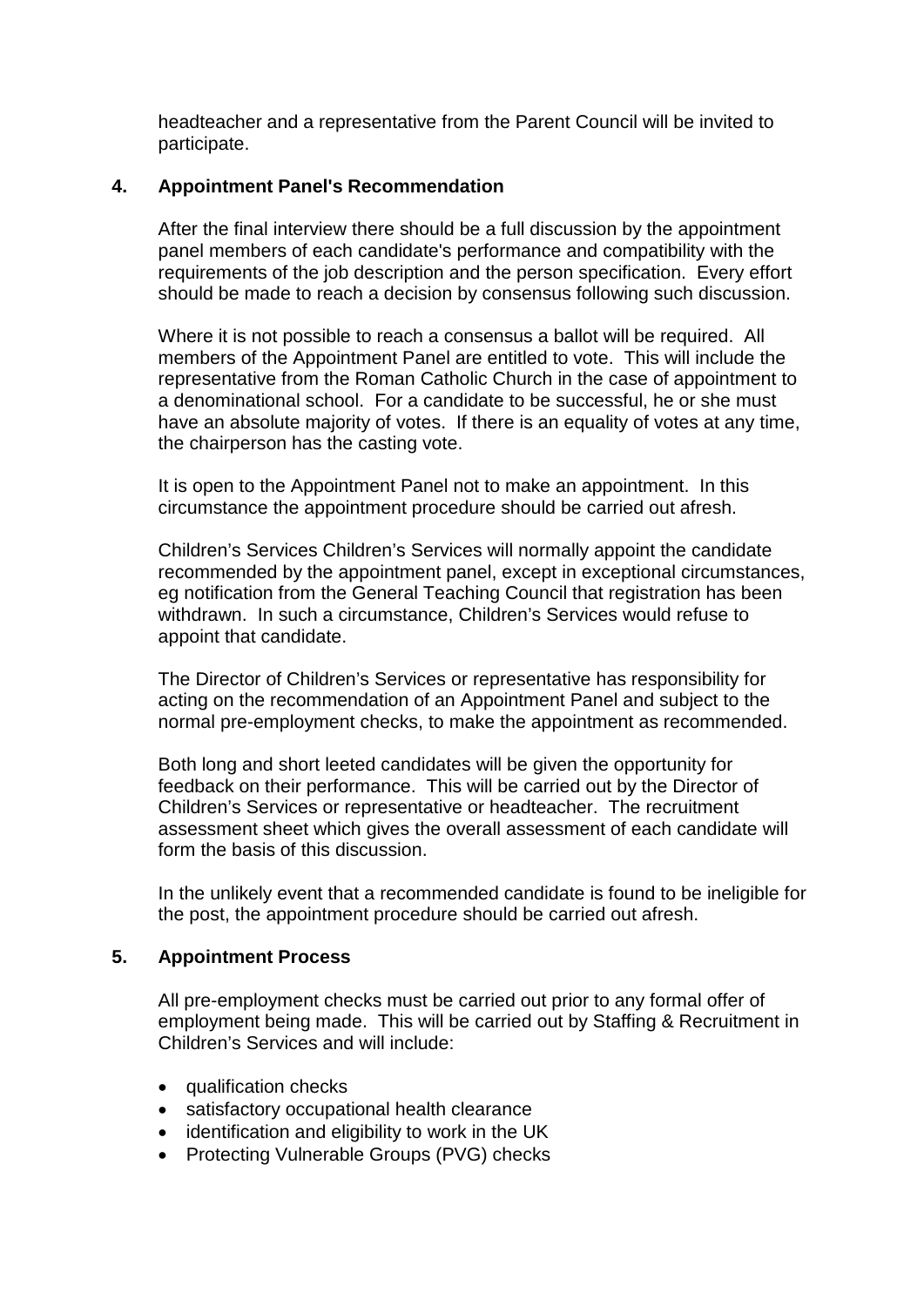headteacher and a representative from the Parent Council will be invited to participate.

## 4. Appointment Panel's Recommendation

After the final interview there should be a full discussion by the appointment panel members of each candidate's performance and compatibility with the requirements of the job description and the person specification. Every effort should be made to reach a decision by consensus following such discussion.

Where it is not possible to reach a consensus a ballot will be required. All members of the Appointment Panel are entitled to vote. This will include the representative from the Roman Catholic Church in the case of appointment to a denominational school. For a candidate to be successful, he or she must have an absolute majority of votes. If there is an equality of votes at any time, the chairperson has the casting vote.

It is open to the Appointment Panel not to make an appointment. In this circumstance the appointment procedure should be carried out afresh.

Children's Services Children's Services will normally appoint the candidate recommended by the appointment panel, except in exceptional circumstances, eg notification from the General Teaching Council that registration has been withdrawn. In such a circumstance, Children's Services would refuse to appoint that candidate.

The Director of Children's Services or representative has responsibility for acting on the recommendation of an Appointment Panel and subject to the normal pre-employment checks, to make the appointment as recommended.

Both long and short leeted candidates will be given the opportunity for feedback on their performance. This will be carried out by the Director of Children's Services or representative or headteacher. The recruitment assessment sheet which gives the overall assessment of each candidate will form the basis of this discussion.

In the unlikely event that a recommended candidate is found to be ineligible for the post, the appointment procedure should be carried out afresh.

## 5. Appointment Process

All pre-employment checks must be carried out prior to any formal offer of employment being made. This will be carried out by Staffing & Recruitment in Children's Services and will include:

- qualification checks
- satisfactory occupational health clearance
- identification and eligibility to work in the UK
- Protecting Vulnerable Groups (PVG) checks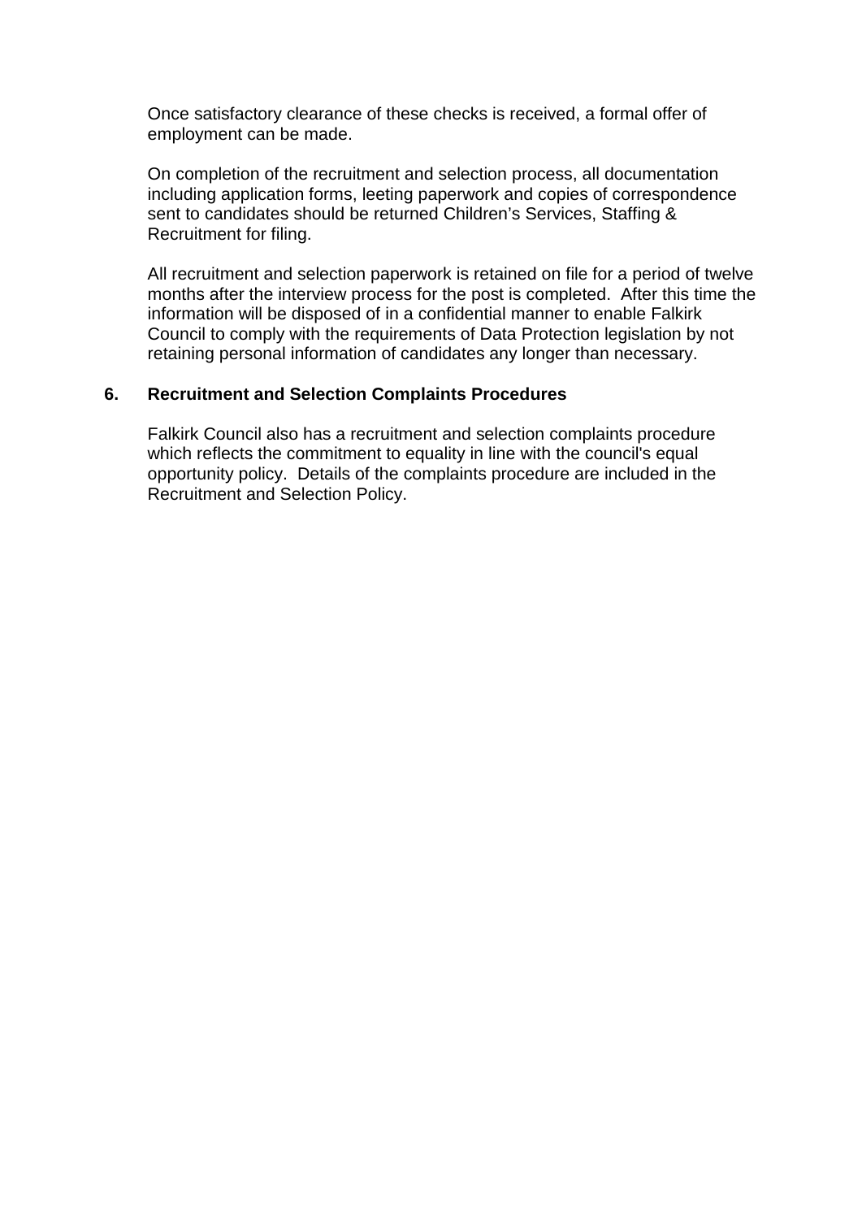Once satisfactory clearance of these checks is received, a formal offer of employment can be made.

On completion of the recruitment and selection process, all documentation including application forms, leeting paperwork and copies of correspondence sent to candidates should be returned Children's Services, Staffing & Recruitment for filing.

All recruitment and selection paperwork is retained on file for a period of twelve months after the interview process for the post is completed. After this time the information will be disposed of in a confidential manner to enable Falkirk Council to comply with the requirements of Data Protection legislation by not retaining personal information of candidates any longer than necessary.

## 6. Recruitment and Selection Complaints Procedures

Falkirk Council also has a recruitment and selection complaints procedure which reflects the commitment to equality in line with the council's equal opportunity policy. Details of the complaints procedure are included in the Recruitment and Selection Policy.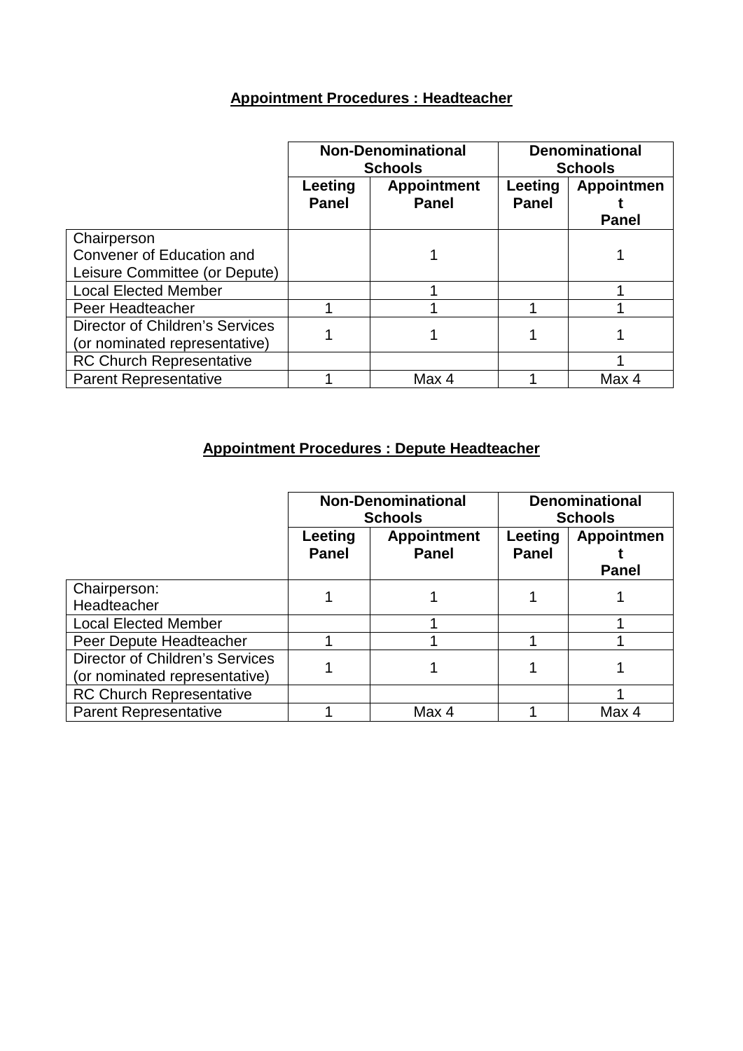**Appointment Procedures : Headteacher**

| | Non-Denominational Schools | | Denominational Schools | |
|---|---|---|---|---|
| | Leeting Panel | Appointment Panel | Leeting Panel | Appointment Panel |
| Chairperson<br>Convener of Education and Leisure Committee (or Depute) | | 1 | | 1 |
| Local Elected Member | | 1 | | 1 |
| Peer Headteacher | 1 | 1 | 1 | 1 |
| Director of Children's Services (or nominated representative) | 1 | 1 | 1 | 1 |
| RC Church Representative | | | | 1 |
| Parent Representative | 1 | Max 4 | 1 | Max 4 |

**Appointment Procedures : Depute Headteacher**

| | Non-Denominational Schools | | Denominational Schools | |
|---|---|---|---|---|
| | Leeting Panel | Appointment Panel | Leeting Panel | Appointment Panel |
| Chairperson:<br>Headteacher | 1 | 1 | 1 | 1 |
| Local Elected Member | | 1 | | 1 |
| Peer Depute Headteacher | 1 | 1 | 1 | 1 |
| Director of Children's Services (or nominated representative) | 1 | 1 | 1 | 1 |
| RC Church Representative | | | | 1 |
| Parent Representative | 1 | Max 4 | 1 | Max 4 |